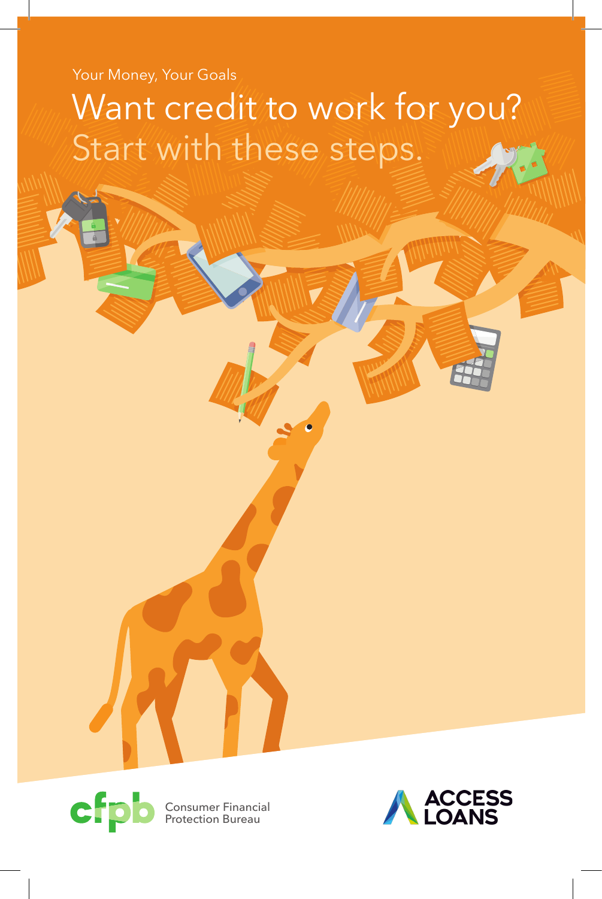Your Money, Your Goals

# Want credit to work for you?
## Start with these steps.

Consumer Financial Protection Bureau

ACCESS LOANS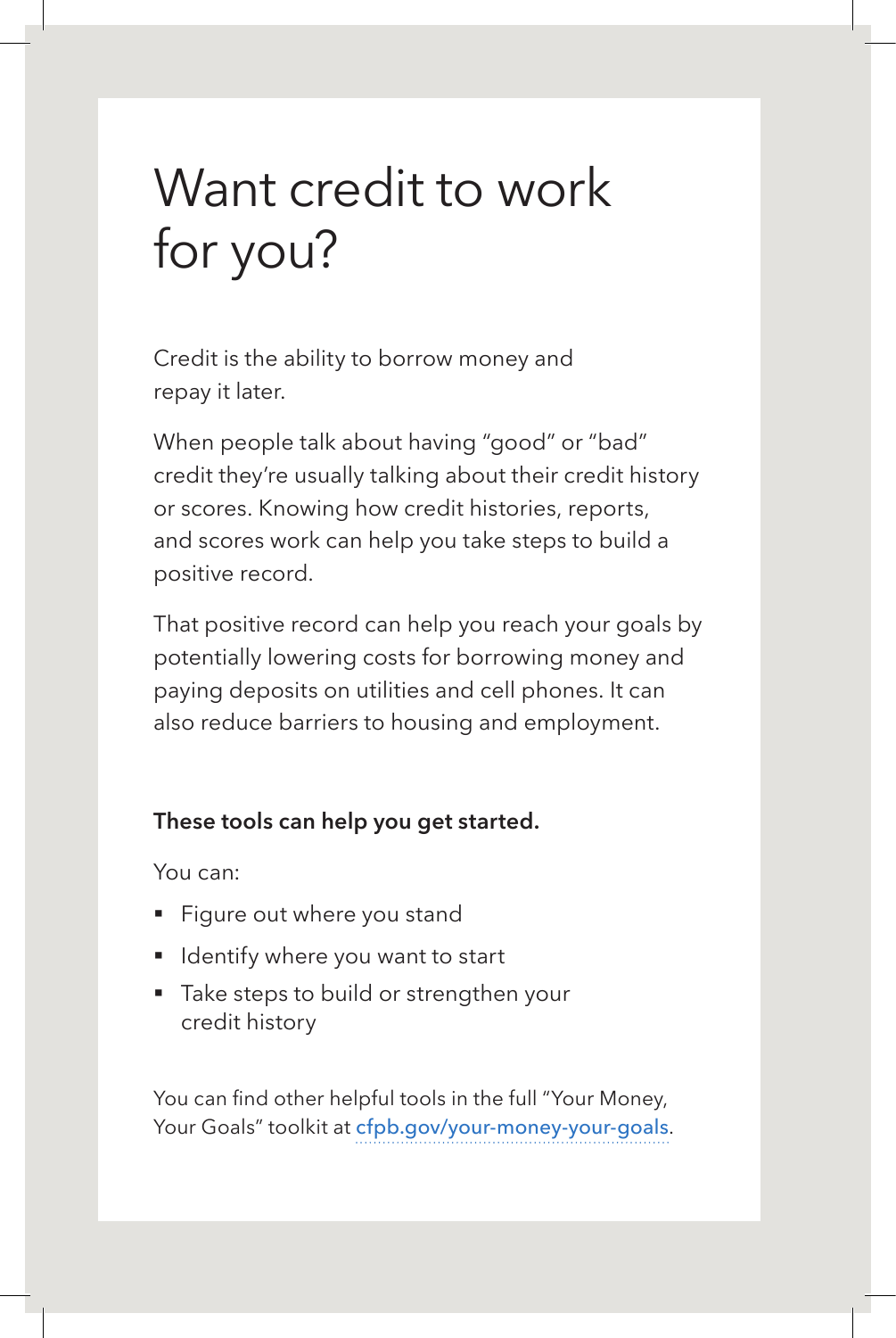# Want credit to work for you?

Credit is the ability to borrow money and repay it later.

When people talk about having "good" or "bad" credit they're usually talking about their credit history or scores. Knowing how credit histories, reports, and scores work can help you take steps to build a positive record.

That positive record can help you reach your goals by potentially lowering costs for borrowing money and paying deposits on utilities and cell phones. It can also reduce barriers to housing and employment.

**These tools can help you get started.**

You can:

- Figure out where you stand
- Identify where you want to start
- Take steps to build or strengthen your credit history

You can find other helpful tools in the full "Your Money, Your Goals" toolkit at cfpb.gov/your-money-your-goals.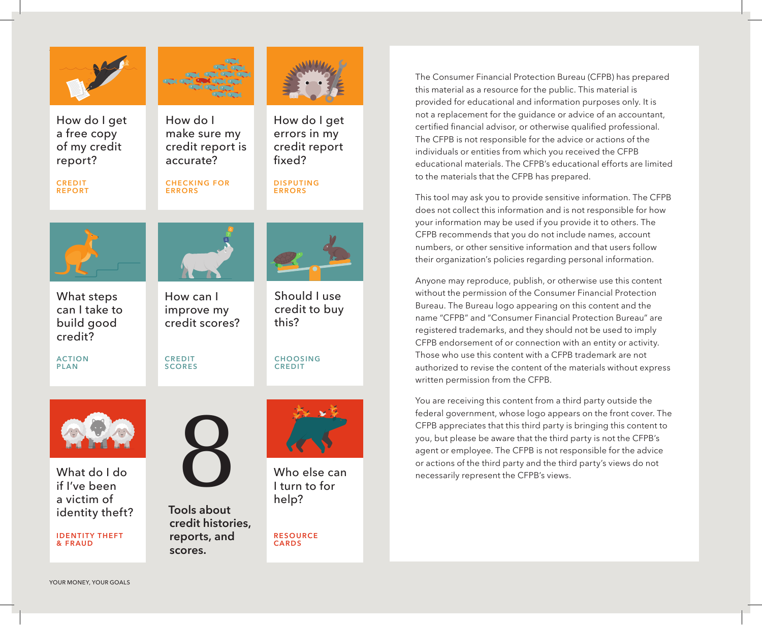How do I get a free copy of my credit report?

CREDIT REPORT

How do I make sure my credit report is accurate?

CHECKING FOR ERRORS

How do I get errors in my credit report fixed?

DISPUTING ERRORS

What steps can I take to build good credit?

ACTION PLAN

How can I improve my credit scores?

CREDIT SCORES

Should I use credit to buy this?

CHOOSING CREDIT

What do I do if I've been a victim of identity theft?

IDENTITY THEFT & FRAUD

# 8

**Tools about credit histories, reports, and scores.**

Who else can I turn to for help?

RESOURCE CARDS

The Consumer Financial Protection Bureau (CFPB) has prepared this material as a resource for the public. This material is provided for educational and information purposes only. It is not a replacement for the guidance or advice of an accountant, certified financial advisor, or otherwise qualified professional. The CFPB is not responsible for the advice or actions of the individuals or entities from which you received the CFPB educational materials. The CFPB's educational efforts are limited to the materials that the CFPB has prepared.

This tool may ask you to provide sensitive information. The CFPB does not collect this information and is not responsible for how your information may be used if you provide it to others. The CFPB recommends that you do not include names, account numbers, or other sensitive information and that users follow their organization's policies regarding personal information.

Anyone may reproduce, publish, or otherwise use this content without the permission of the Consumer Financial Protection Bureau. The Bureau logo appearing on this content and the name "CFPB" and "Consumer Financial Protection Bureau" are registered trademarks, and they should not be used to imply CFPB endorsement of or connection with an entity or activity. Those who use this content with a CFPB trademark are not authorized to revise the content of the materials without express written permission from the CFPB.

You are receiving this content from a third party outside the federal government, whose logo appears on the front cover. The CFPB appreciates that this third party is bringing this content to you, but please be aware that the third party is not the CFPB's agent or employee. The CFPB is not responsible for the advice or actions of the third party and the third party's views do not necessarily represent the CFPB's views.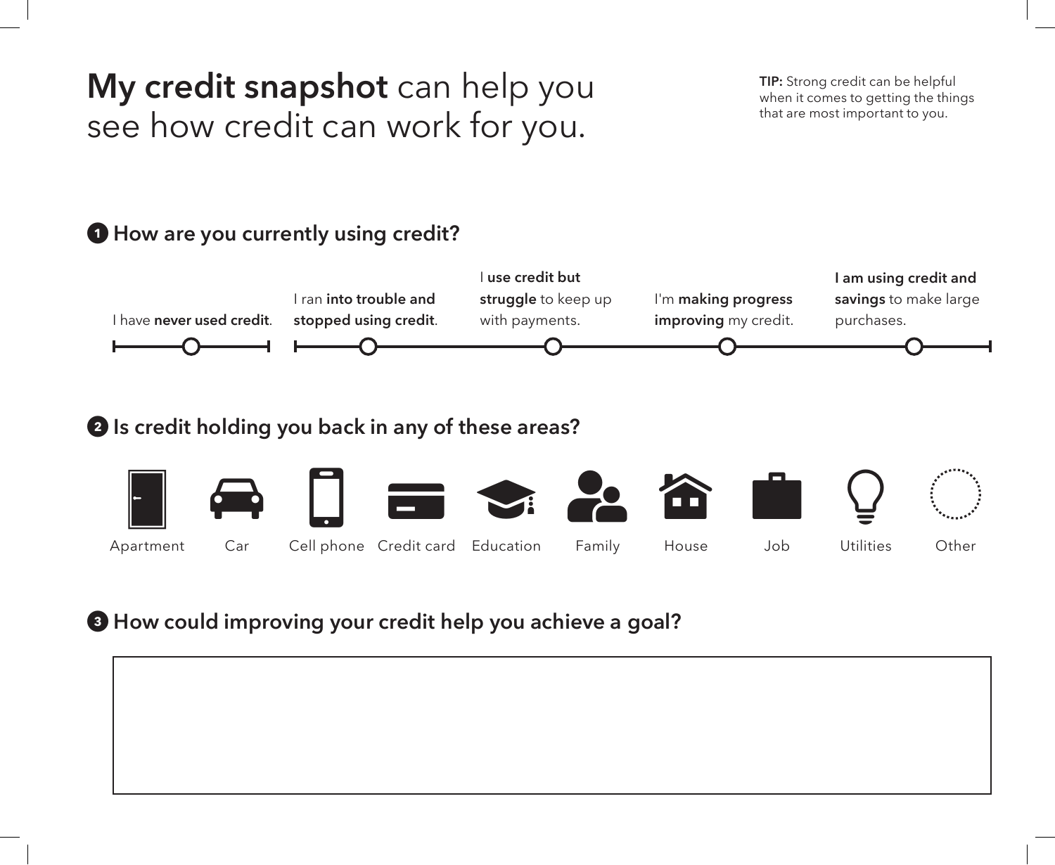# **My credit snapshot** can help you see how credit can work for you.

**TIP:** Strong credit can be helpful when it comes to getting the things that are most important to you.

## 1 How are you currently using credit?

- I have **never used credit**.
- I ran **into trouble and stopped using credit**.
- I **use credit but struggle** to keep up with payments.
- I'm **making progress improving** my credit.
- **I am using credit and savings** to make large purchases.

## 2 Is credit holding you back in any of these areas?

Apartment | Car | Cell phone | Credit card | Education | Family | House | Job | Utilities | Other

## 3 How could improving your credit help you achieve a goal?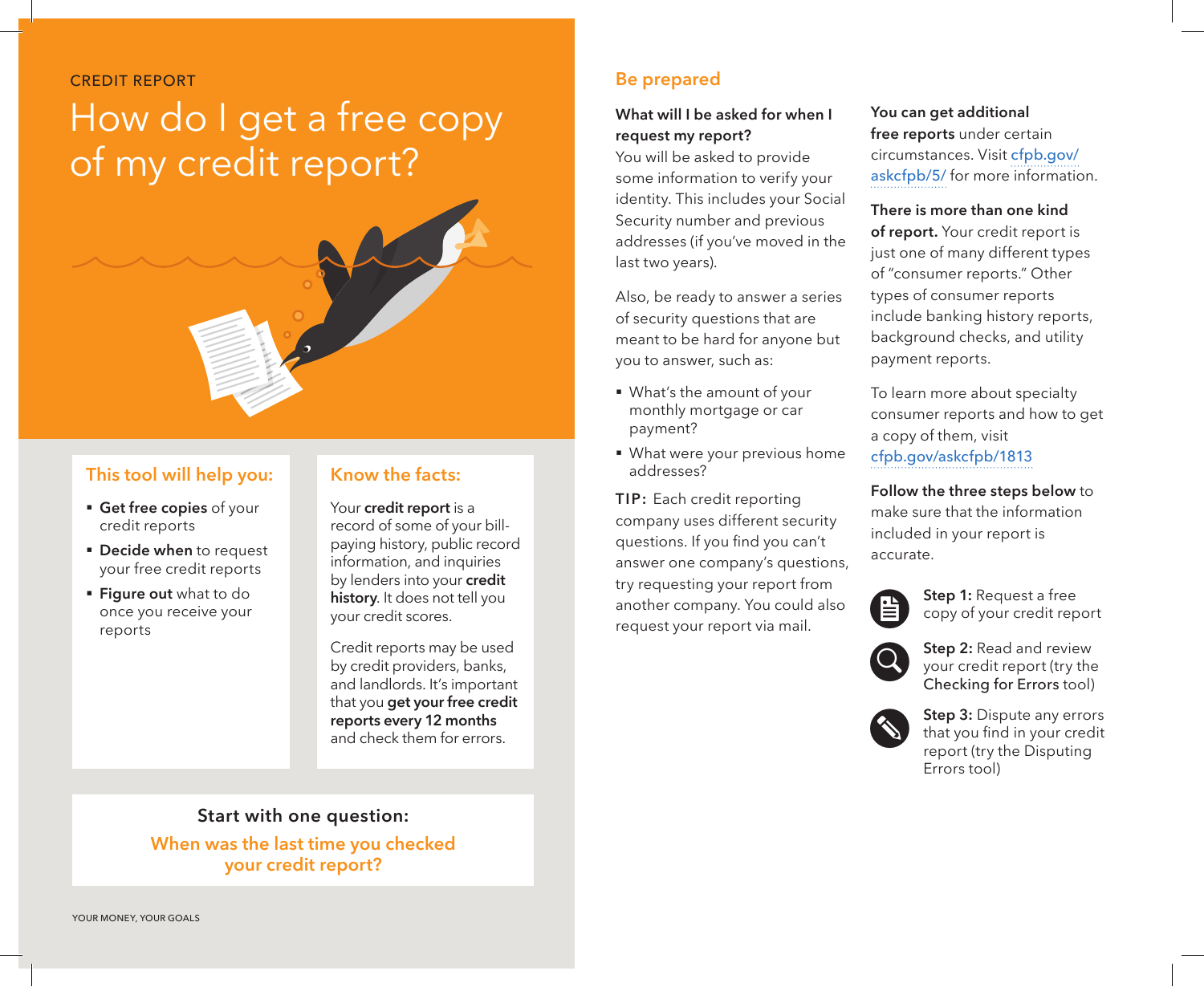CREDIT REPORT

# How do I get a free copy of my credit report?

## This tool will help you:

- **Get free copies** of your credit reports
- **Decide when** to request your free credit reports
- **Figure out** what to do once you receive your reports

## Know the facts:

Your **credit report** is a record of some of your bill-paying history, public record information, and inquiries by lenders into your **credit history**. It does not tell you your credit scores.

Credit reports may be used by credit providers, banks, and landlords. It's important that you **get your free credit reports every 12 months** and check them for errors.

**Start with one question:**

**When was the last time you checked your credit report?**

## Be prepared

**What will I be asked for when I request my report?**
You will be asked to provide some information to verify your identity. This includes your Social Security number and previous addresses (if you've moved in the last two years).

Also, be ready to answer a series of security questions that are meant to be hard for anyone but you to answer, such as:

- What's the amount of your monthly mortgage or car payment?
- What were your previous home addresses?

**TIP:** Each credit reporting company uses different security questions. If you find you can't answer one company's questions, try requesting your report from another company. You could also request your report via mail.

**You can get additional free reports** under certain circumstances. Visit cfpb.gov/askcfpb/5/ for more information.

**There is more than one kind of report.** Your credit report is just one of many different types of "consumer reports." Other types of consumer reports include banking history reports, background checks, and utility payment reports.

To learn more about specialty consumer reports and how to get a copy of them, visit cfpb.gov/askcfpb/1813

**Follow the three steps below** to make sure that the information included in your report is accurate.

**Step 1:** Request a free copy of your credit report

**Step 2:** Read and review your credit report (try the Checking for Errors tool)

**Step 3:** Dispute any errors that you find in your credit report (try the Disputing Errors tool)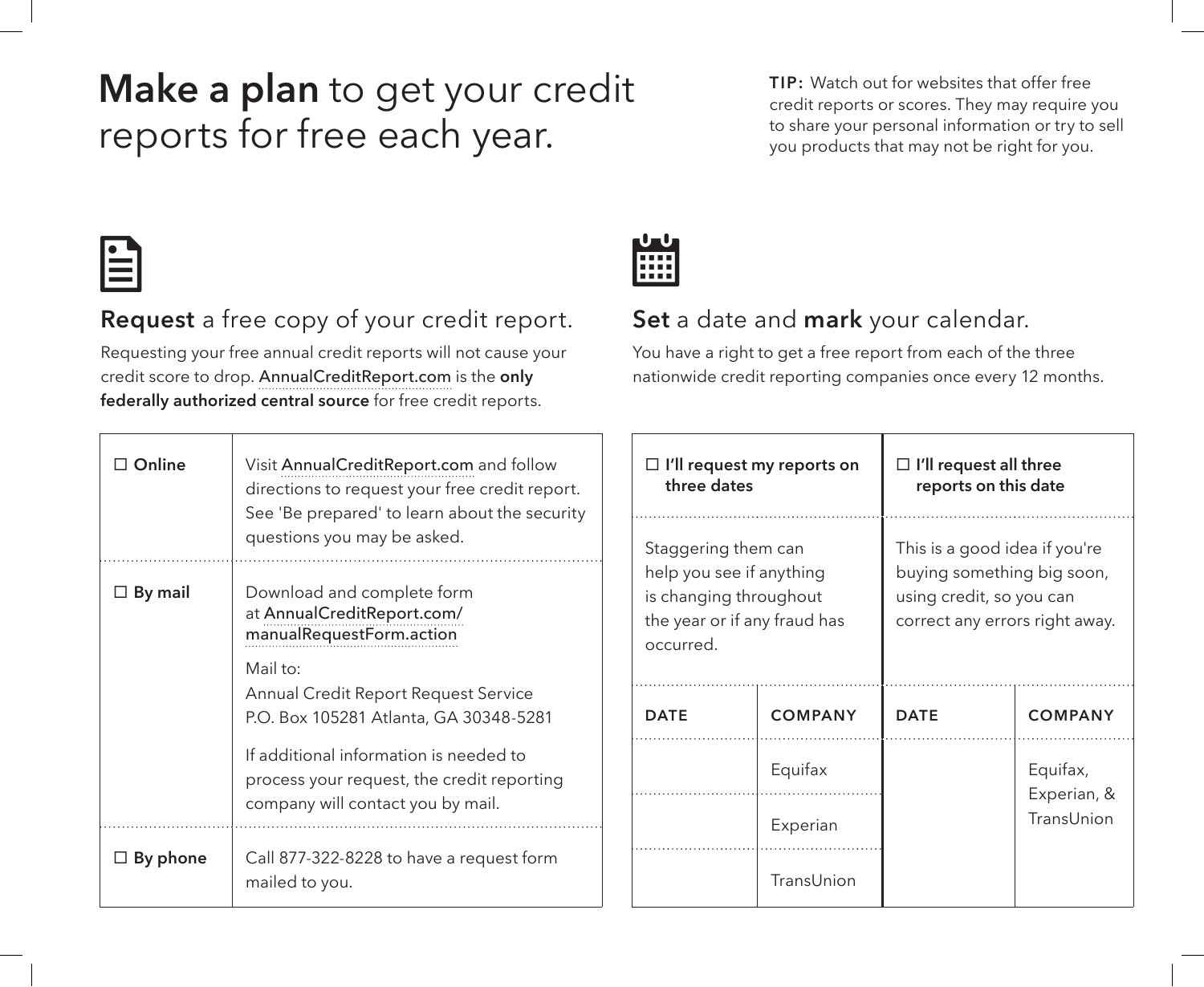# **Make a plan** to get your credit reports for free each year.

**TIP:** Watch out for websites that offer free credit reports or scores. They may require you to share your personal information or try to sell you products that may not be right for you.

## **Request** a free copy of your credit report.

Requesting your free annual credit reports will not cause your credit score to drop. AnnualCreditReport.com is the **only federally authorized central source** for free credit reports.

| | |
|---|---|
| ☐ **Online** | Visit AnnualCreditReport.com and follow directions to request your free credit report. See 'Be prepared' to learn about the security questions you may be asked. |
| ☐ **By mail** | Download and complete form at AnnualCreditReport.com/manualRequestForm.action<br><br>Mail to:<br>Annual Credit Report Request Service<br>P.O. Box 105281 Atlanta, GA 30348-5281<br><br>If additional information is needed to process your request, the credit reporting company will contact you by mail. |
| ☐ **By phone** | Call 877-322-8228 to have a request form mailed to you. |

## **Set** a date and **mark** your calendar.

You have a right to get a free report from each of the three nationwide credit reporting companies once every 12 months.

| ☐ **I'll request my reports on three dates** | | ☐ **I'll request all three reports on this date** | |
|---|---|---|---|
| Staggering them can help you see if anything is changing throughout the year or if any fraud has occurred. | | This is a good idea if you're buying something big soon, using credit, so you can correct any errors right away. | |
| **DATE** | **COMPANY** | **DATE** | **COMPANY** |
| | Equifax | | Equifax, Experian, & TransUnion |
| | Experian | | |
| | TransUnion | | |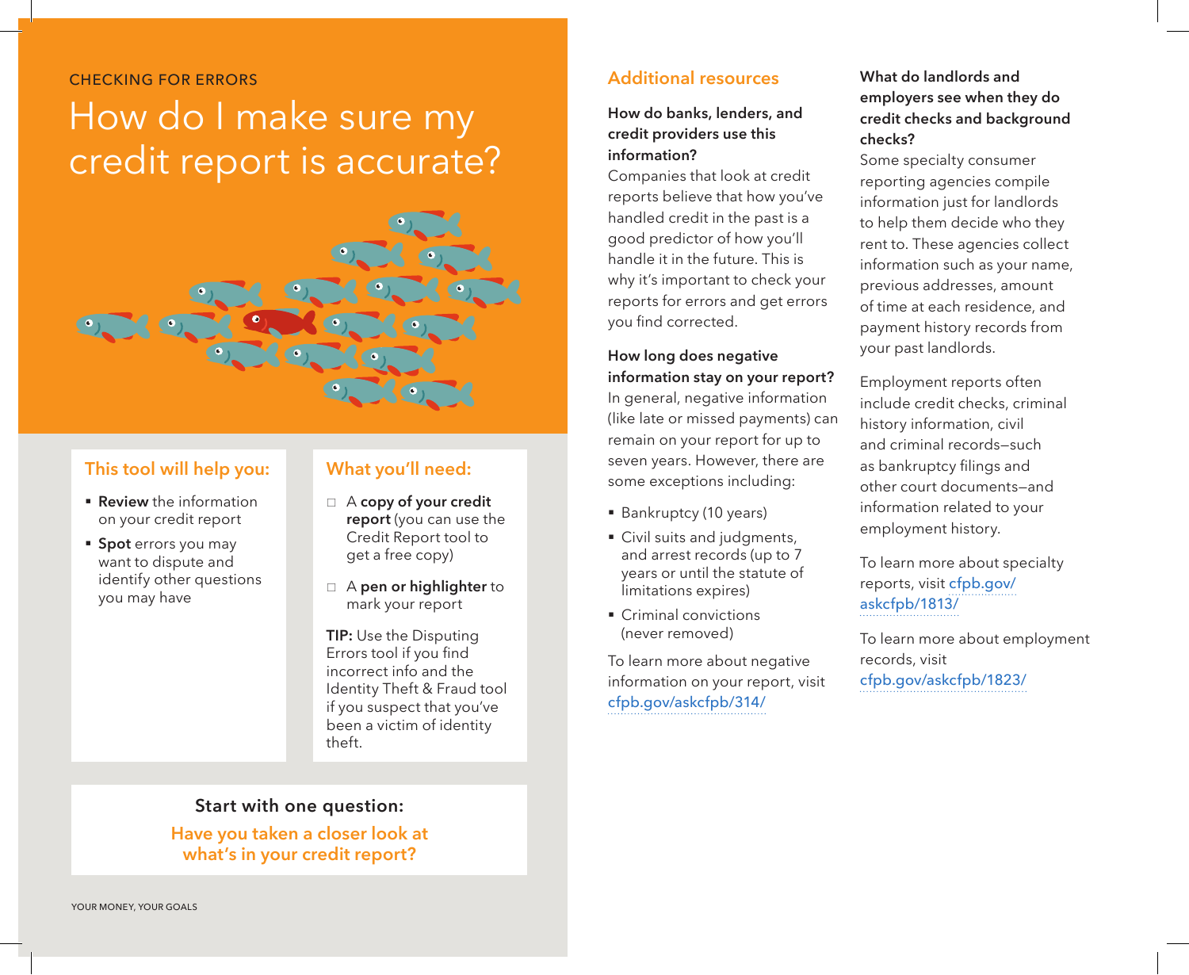CHECKING FOR ERRORS

# How do I make sure my credit report is accurate?

## This tool will help you:

- **Review** the information on your credit report
- **Spot** errors you may want to dispute and identify other questions you may have

## What you'll need:

- ☐ A **copy of your credit report** (you can use the Credit Report tool to get a free copy)
- ☐ A **pen or highlighter** to mark your report

**TIP:** Use the Disputing Errors tool if you find incorrect info and the Identity Theft & Fraud tool if you suspect that you've been a victim of identity theft.

**Start with one question:**

**Have you taken a closer look at what's in your credit report?**

## Additional resources

### How do banks, lenders, and credit providers use this information?

Companies that look at credit reports believe that how you've handled credit in the past is a good predictor of how you'll handle it in the future. This is why it's important to check your reports for errors and get errors you find corrected.

### How long does negative information stay on your report?

In general, negative information (like late or missed payments) can remain on your report for up to seven years. However, there are some exceptions including:

- Bankruptcy (10 years)
- Civil suits and judgments, and arrest records (up to 7 years or until the statute of limitations expires)
- Criminal convictions (never removed)

To learn more about negative information on your report, visit cfpb.gov/askcfpb/314/

### What do landlords and employers see when they do credit checks and background checks?

Some specialty consumer reporting agencies compile information just for landlords to help them decide who they rent to. These agencies collect information such as your name, previous addresses, amount of time at each residence, and payment history records from your past landlords.

Employment reports often include credit checks, criminal history information, civil and criminal records—such as bankruptcy filings and other court documents—and information related to your employment history.

To learn more about specialty reports, visit cfpb.gov/askcfpb/1813/

To learn more about employment records, visit cfpb.gov/askcfpb/1823/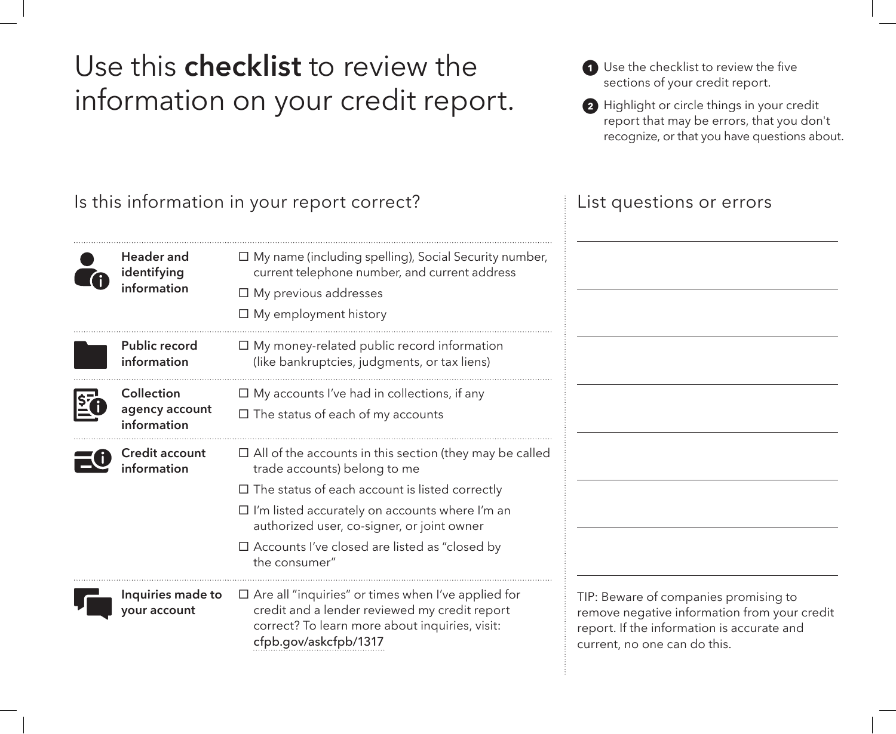# Use this **checklist** to review the information on your credit report.

1. Use the checklist to review the five sections of your credit report.
2. Highlight or circle things in your credit report that may be errors, that you don't recognize, or that you have questions about.

## Is this information in your report correct?

**Header and identifying information**

- ☐ My name (including spelling), Social Security number, current telephone number, and current address
- ☐ My previous addresses
- ☐ My employment history

**Public record information**

- ☐ My money-related public record information (like bankruptcies, judgments, or tax liens)

**Collection agency account information**

- ☐ My accounts I've had in collections, if any
- ☐ The status of each of my accounts

**Credit account information**

- ☐ All of the accounts in this section (they may be called trade accounts) belong to me
- ☐ The status of each account is listed correctly
- ☐ I'm listed accurately on accounts where I'm an authorized user, co-signer, or joint owner
- ☐ Accounts I've closed are listed as "closed by the consumer"

**Inquiries made to your account**

- ☐ Are all "inquiries" or times when I've applied for credit and a lender reviewed my credit report correct? To learn more about inquiries, visit: cfpb.gov/askcfpb/1317

## List questions or errors

_______________________________________

_______________________________________

_______________________________________

_______________________________________

_______________________________________

_______________________________________

_______________________________________

TIP: Beware of companies promising to remove negative information from your credit report. If the information is accurate and current, no one can do this.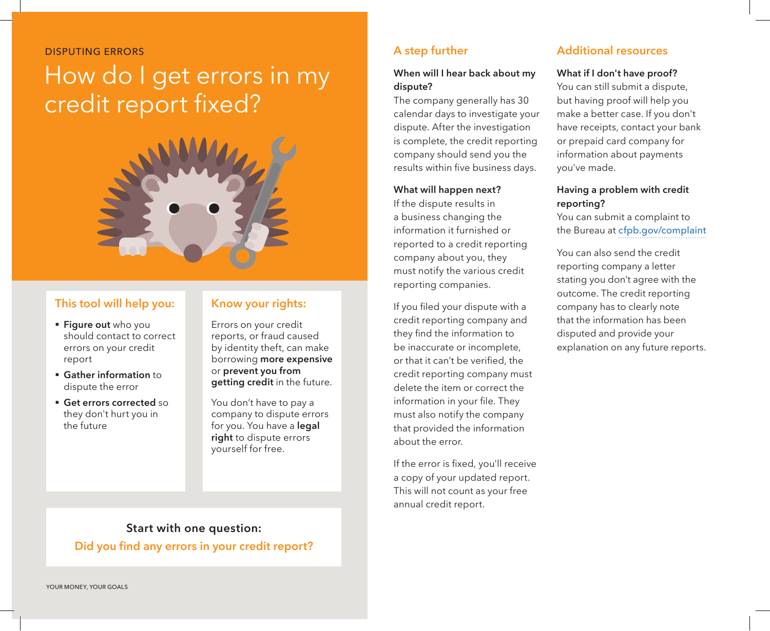DISPUTING ERRORS

# How do I get errors in my credit report fixed?

## This tool will help you:

- **Figure out** who you should contact to correct errors on your credit report
- **Gather information** to dispute the error
- **Get errors corrected** so they don't hurt you in the future

## Know your rights:

Errors on your credit reports, or fraud caused by identity theft, can make borrowing **more expensive** or **prevent you from getting credit** in the future.

You don't have to pay a company to dispute errors for you. You have a **legal right** to dispute errors yourself for free.

**Start with one question:**

**Did you find any errors in your credit report?**

## A step further

**When will I hear back about my dispute?**

The company generally has 30 calendar days to investigate your dispute. After the investigation is complete, the credit reporting company should send you the results within five business days.

**What will happen next?**

If the dispute results in a business changing the information it furnished or reported to a credit reporting company about you, they must notify the various credit reporting companies.

If you filed your dispute with a credit reporting company and they find the information to be inaccurate or incomplete, or that it can't be verified, the credit reporting company must delete the item or correct the information in your file. They must also notify the company that provided the information about the error.

If the error is fixed, you'll receive a copy of your updated report. This will not count as your free annual credit report.

## Additional resources

**What if I don't have proof?**

You can still submit a dispute, but having proof will help you make a better case. If you don't have receipts, contact your bank or prepaid card company for information about payments you've made.

**Having a problem with credit reporting?**

You can submit a complaint to the Bureau at cfpb.gov/complaint

You can also send the credit reporting company a letter stating you don't agree with the outcome. The credit reporting company has to clearly note that the information has been disputed and provide your explanation on any future reports.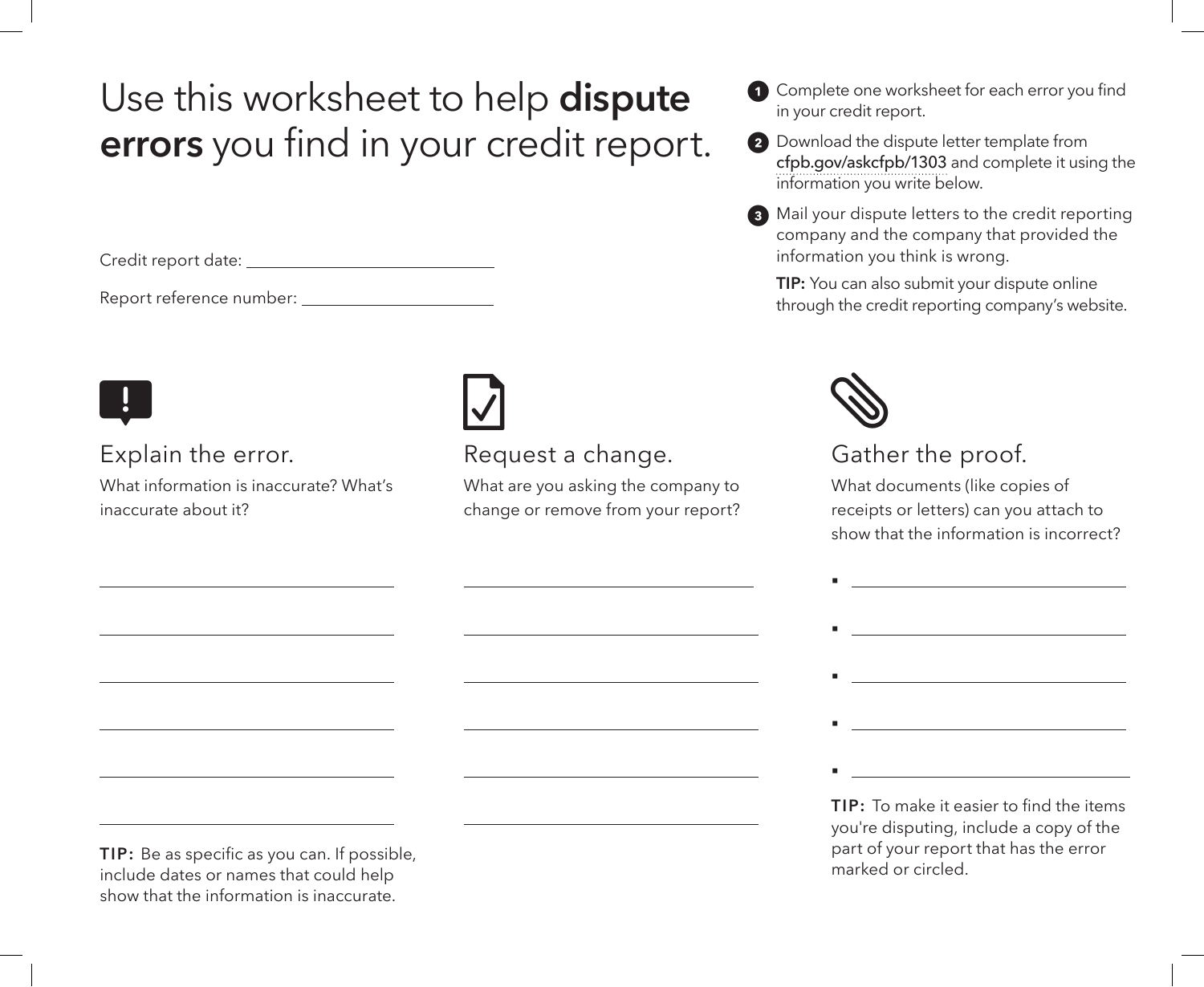# Use this worksheet to help **dispute errors** you find in your credit report.

Credit report date: ______________________________

Report reference number: ______________________

1. Complete one worksheet for each error you find in your credit report.
2. Download the dispute letter template from cfpb.gov/askcfpb/1303 and complete it using the information you write below.
3. Mail your dispute letters to the credit reporting company and the company that provided the information you think is wrong.

**TIP:** You can also submit your dispute online through the credit reporting company's website.

## Explain the error.

What information is inaccurate? What's inaccurate about it?

______________________________________

______________________________________

______________________________________

______________________________________

______________________________________

______________________________________

**TIP:** Be as specific as you can. If possible, include dates or names that could help show that the information is inaccurate.

## Request a change.

What are you asking the company to change or remove from your report?

______________________________________

______________________________________

______________________________________

______________________________________

______________________________________

______________________________________

## Gather the proof.

What documents (like copies of receipts or letters) can you attach to show that the information is incorrect?

- ______________________________________
- ______________________________________
- ______________________________________
- ______________________________________
- ______________________________________

**TIP:** To make it easier to find the items you're disputing, include a copy of the part of your report that has the error marked or circled.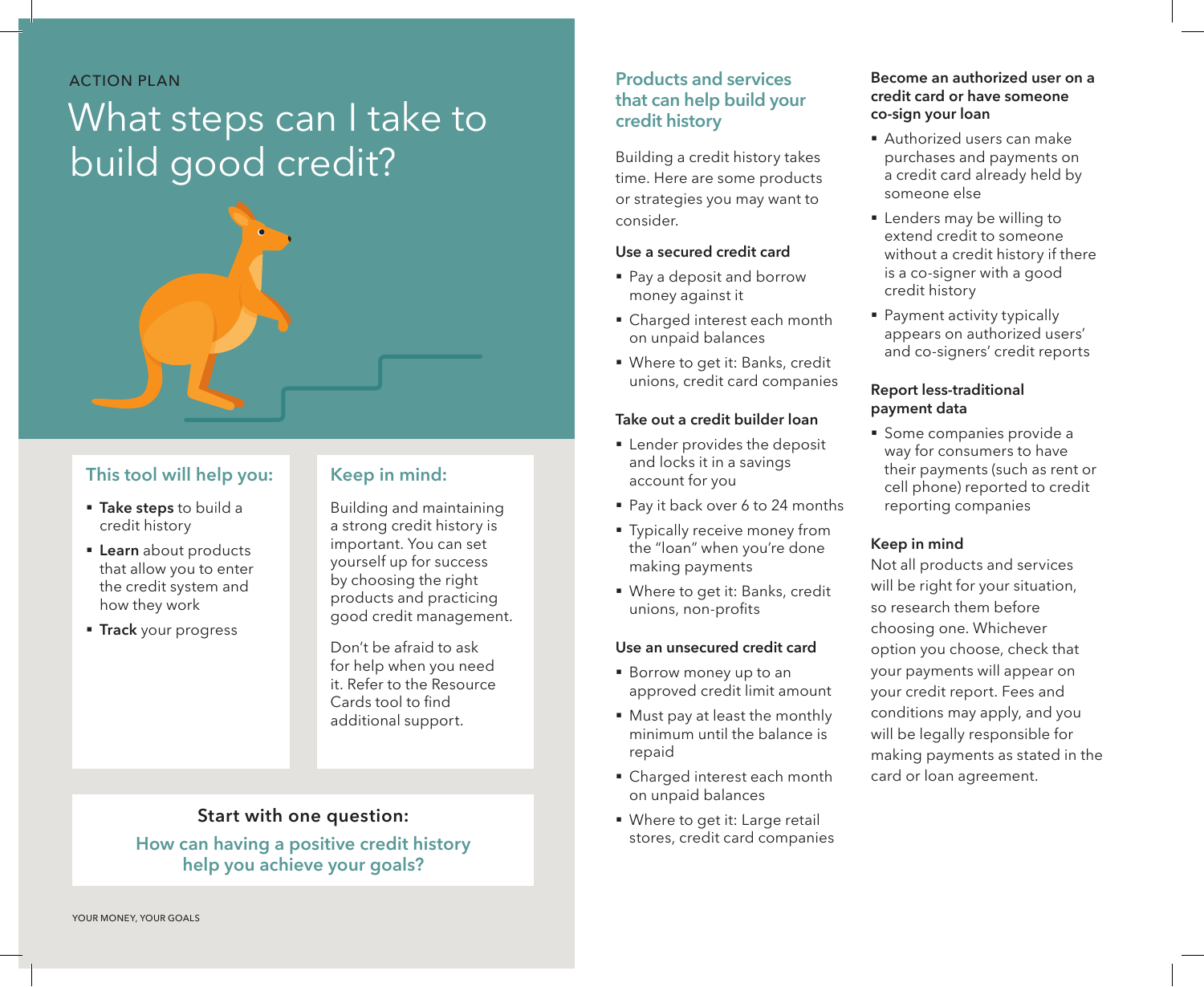ACTION PLAN

# What steps can I take to build good credit?

## This tool will help you:

- **Take steps** to build a credit history
- **Learn** about products that allow you to enter the credit system and how they work
- **Track** your progress

## Keep in mind:

Building and maintaining a strong credit history is important. You can set yourself up for success by choosing the right products and practicing good credit management.

Don't be afraid to ask for help when you need it. Refer to the Resource Cards tool to find additional support.

**Start with one question:**

**How can having a positive credit history help you achieve your goals?**

## Products and services that can help build your credit history

Building a credit history takes time. Here are some products or strategies you may want to consider.

### Use a secured credit card

- Pay a deposit and borrow money against it
- Charged interest each month on unpaid balances
- Where to get it: Banks, credit unions, credit card companies

### Take out a credit builder loan

- Lender provides the deposit and locks it in a savings account for you
- Pay it back over 6 to 24 months
- Typically receive money from the "loan" when you're done making payments
- Where to get it: Banks, credit unions, non-profits

### Use an unsecured credit card

- Borrow money up to an approved credit limit amount
- Must pay at least the monthly minimum until the balance is repaid
- Charged interest each month on unpaid balances
- Where to get it: Large retail stores, credit card companies

### Become an authorized user on a credit card or have someone co-sign your loan

- Authorized users can make purchases and payments on a credit card already held by someone else
- Lenders may be willing to extend credit to someone without a credit history if there is a co-signer with a good credit history
- Payment activity typically appears on authorized users' and co-signers' credit reports

### Report less-traditional payment data

- Some companies provide a way for consumers to have their payments (such as rent or cell phone) reported to credit reporting companies

### Keep in mind

Not all products and services will be right for your situation, so research them before choosing one. Whichever option you choose, check that your payments will appear on your credit report. Fees and conditions may apply, and you will be legally responsible for making payments as stated in the card or loan agreement.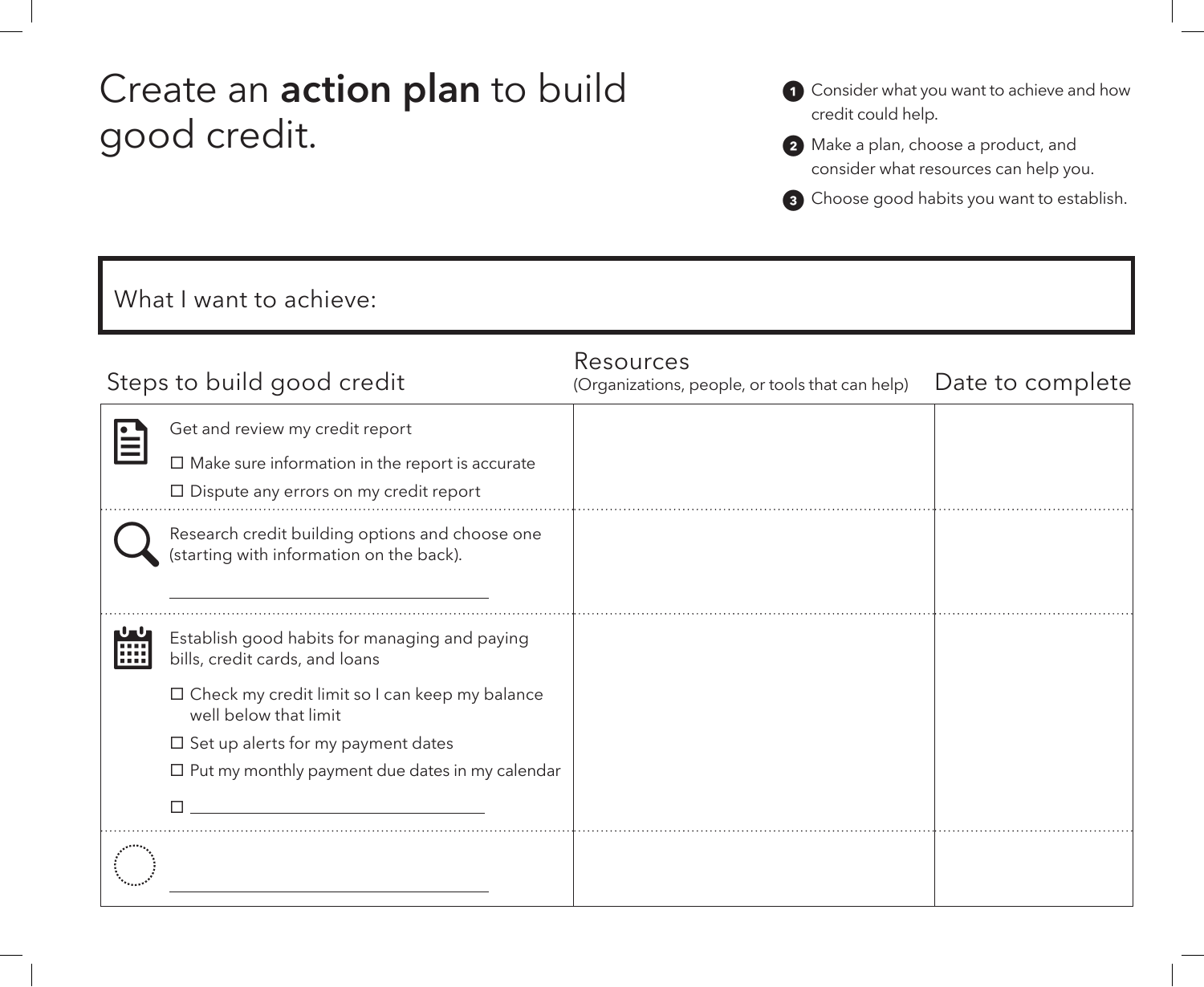# Create an **action plan** to build good credit.

1. Consider what you want to achieve and how credit could help.
2. Make a plan, choose a product, and consider what resources can help you.
3. Choose good habits you want to establish.

What I want to achieve:

| Steps to build good credit | Resources (Organizations, people, or tools that can help) | Date to complete |
|---|---|---|
| Get and review my credit report<br>☐ Make sure information in the report is accurate<br>☐ Dispute any errors on my credit report | | |
| Research credit building options and choose one (starting with information on the back).<br>\_\_\_\_\_\_\_\_\_\_\_\_\_\_\_\_\_\_\_\_\_\_\_\_\_\_\_\_ | | |
| Establish good habits for managing and paying bills, credit cards, and loans<br>☐ Check my credit limit so I can keep my balance well below that limit<br>☐ Set up alerts for my payment dates<br>☐ Put my monthly payment due dates in my calendar<br>☐ \_\_\_\_\_\_\_\_\_\_\_\_\_\_\_\_\_\_\_\_\_\_\_\_\_\_\_\_ | | |
| \_\_\_\_\_\_\_\_\_\_\_\_\_\_\_\_\_\_\_\_\_\_\_\_\_\_\_\_ | | |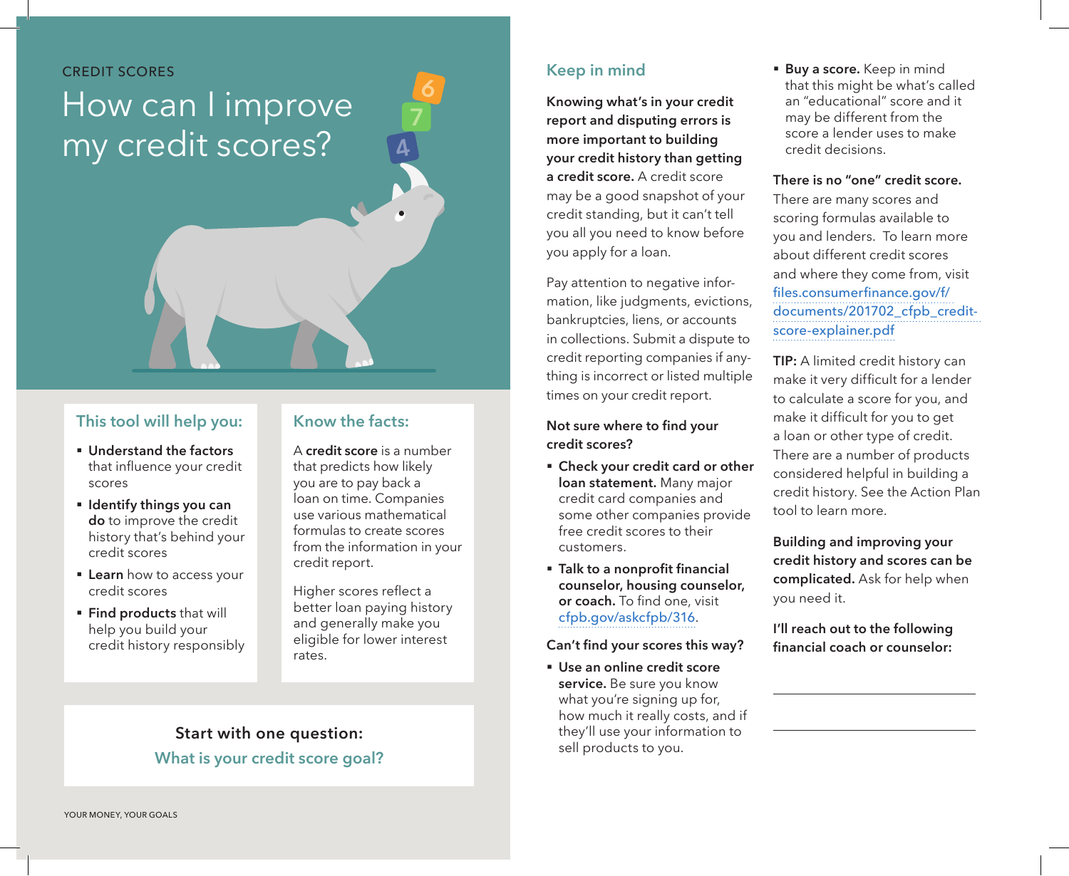CREDIT SCORES

# How can I improve my credit scores?

## This tool will help you:

- **Understand the factors** that influence your credit scores
- **Identify things you can do** to improve the credit history that's behind your credit scores
- **Learn** how to access your credit scores
- **Find products** that will help you build your credit history responsibly

## Know the facts:

A **credit score** is a number that predicts how likely you are to pay back a loan on time. Companies use various mathematical formulas to create scores from the information in your credit report.

Higher scores reflect a better loan paying history and generally make you eligible for lower interest rates.

**Start with one question:**
**What is your credit score goal?**

## Keep in mind

**Knowing what's in your credit report and disputing errors is more important to building your credit history than getting a credit score.** A credit score may be a good snapshot of your credit standing, but it can't tell you all you need to know before you apply for a loan.

Pay attention to negative information, like judgments, evictions, bankruptcies, liens, or accounts in collections. Submit a dispute to credit reporting companies if anything is incorrect or listed multiple times on your credit report.

**Not sure where to find your credit scores?**

- **Check your credit card or other loan statement.** Many major credit card companies and some other companies provide free credit scores to their customers.
- **Talk to a nonprofit financial counselor, housing counselor, or coach.** To find one, visit cfpb.gov/askcfpb/316.

**Can't find your scores this way?**

- **Use an online credit score service.** Be sure you know what you're signing up for, how much it really costs, and if they'll use your information to sell products to you.
- **Buy a score.** Keep in mind that this might be what's called an "educational" score and it may be different from the score a lender uses to make credit decisions.

**There is no "one" credit score.** There are many scores and scoring formulas available to you and lenders. To learn more about different credit scores and where they come from, visit files.consumerfinance.gov/f/documents/201702_cfpb_credit-score-explainer.pdf

**TIP:** A limited credit history can make it very difficult for a lender to calculate a score for you, and make it difficult for you to get a loan or other type of credit. There are a number of products considered helpful in building a credit history. See the Action Plan tool to learn more.

**Building and improving your credit history and scores can be complicated.** Ask for help when you need it.

**I'll reach out to the following financial coach or counselor:**

\_\_\_\_\_\_\_\_\_\_\_\_\_\_\_\_\_\_\_\_\_\_\_\_\_\_\_\_\_\_

\_\_\_\_\_\_\_\_\_\_\_\_\_\_\_\_\_\_\_\_\_\_\_\_\_\_\_\_\_\_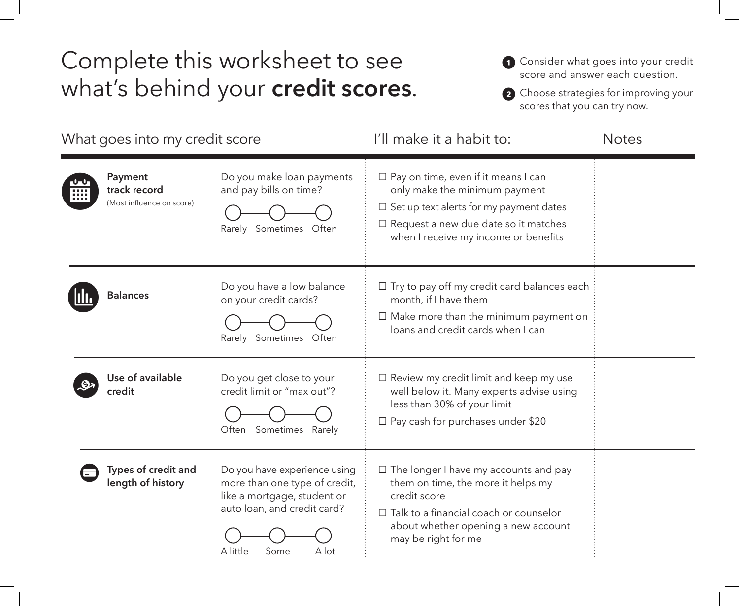# Complete this worksheet to see what's behind your **credit scores**.

1. Consider what goes into your credit score and answer each question.
2. Choose strategies for improving your scores that you can try now.

| What goes into my credit score | | I'll make it a habit to: | Notes |
|---|---|---|---|
| **Payment track record** (Most influence on score) | Do you make loan payments and pay bills on time? ○ Rarely ○ Sometimes ○ Often | ☐ Pay on time, even if it means I can only make the minimum payment<br>☐ Set up text alerts for my payment dates<br>☐ Request a new due date so it matches when I receive my income or benefits | |
| **Balances** | Do you have a low balance on your credit cards? ○ Rarely ○ Sometimes ○ Often | ☐ Try to pay off my credit card balances each month, if I have them<br>☐ Make more than the minimum payment on loans and credit cards when I can | |
| **Use of available credit** | Do you get close to your credit limit or "max out"? ○ Often ○ Sometimes ○ Rarely | ☐ Review my credit limit and keep my use well below it. Many experts advise using less than 30% of your limit<br>☐ Pay cash for purchases under $20 | |
| **Types of credit and length of history** | Do you have experience using more than one type of credit, like a mortgage, student or auto loan, and credit card? ○ A little ○ Some ○ A lot | ☐ The longer I have my accounts and pay them on time, the more it helps my credit score<br>☐ Talk to a financial coach or counselor about whether opening a new account may be right for me | |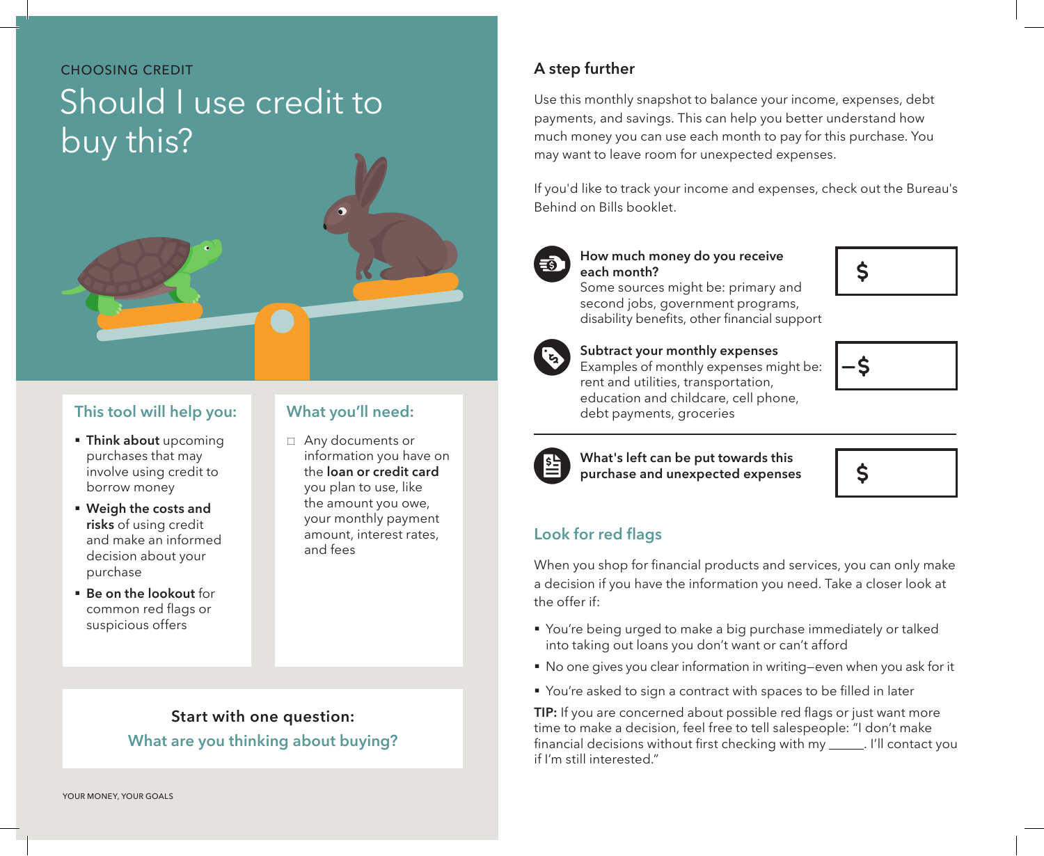CHOOSING CREDIT

# Should I use credit to buy this?

## This tool will help you:

- **Think about** upcoming purchases that may involve using credit to borrow money
- **Weigh the costs and risks** of using credit and make an informed decision about your purchase
- **Be on the lookout** for common red flags or suspicious offers

## What you'll need:

- ☐ Any documents or information you have on the **loan or credit card** you plan to use, like the amount you owe, your monthly payment amount, interest rates, and fees

**Start with one question:**

**What are you thinking about buying?**

## A step further

Use this monthly snapshot to balance your income, expenses, debt payments, and savings. This can help you better understand how much money you can use each month to pay for this purchase. You may want to leave room for unexpected expenses.

If you'd like to track your income and expenses, check out the Bureau's Behind on Bills booklet.

| | |
|---|---|
| **How much money do you receive each month?** Some sources might be: primary and second jobs, government programs, disability benefits, other financial support | $ |
| **Subtract your monthly expenses** Examples of monthly expenses might be: rent and utilities, transportation, education and childcare, cell phone, debt payments, groceries | –$ |
| **What's left can be put towards this purchase and unexpected expenses** | $ |

## Look for red flags

When you shop for financial products and services, you can only make a decision if you have the information you need. Take a closer look at the offer if:

- You're being urged to make a big purchase immediately or talked into taking out loans you don't want or can't afford
- No one gives you clear information in writing—even when you ask for it
- You're asked to sign a contract with spaces to be filled in later

**TIP:** If you are concerned about possible red flags or just want more time to make a decision, feel free to tell salespeople: "I don't make financial decisions without first checking with my _____. I'll contact you if I'm still interested."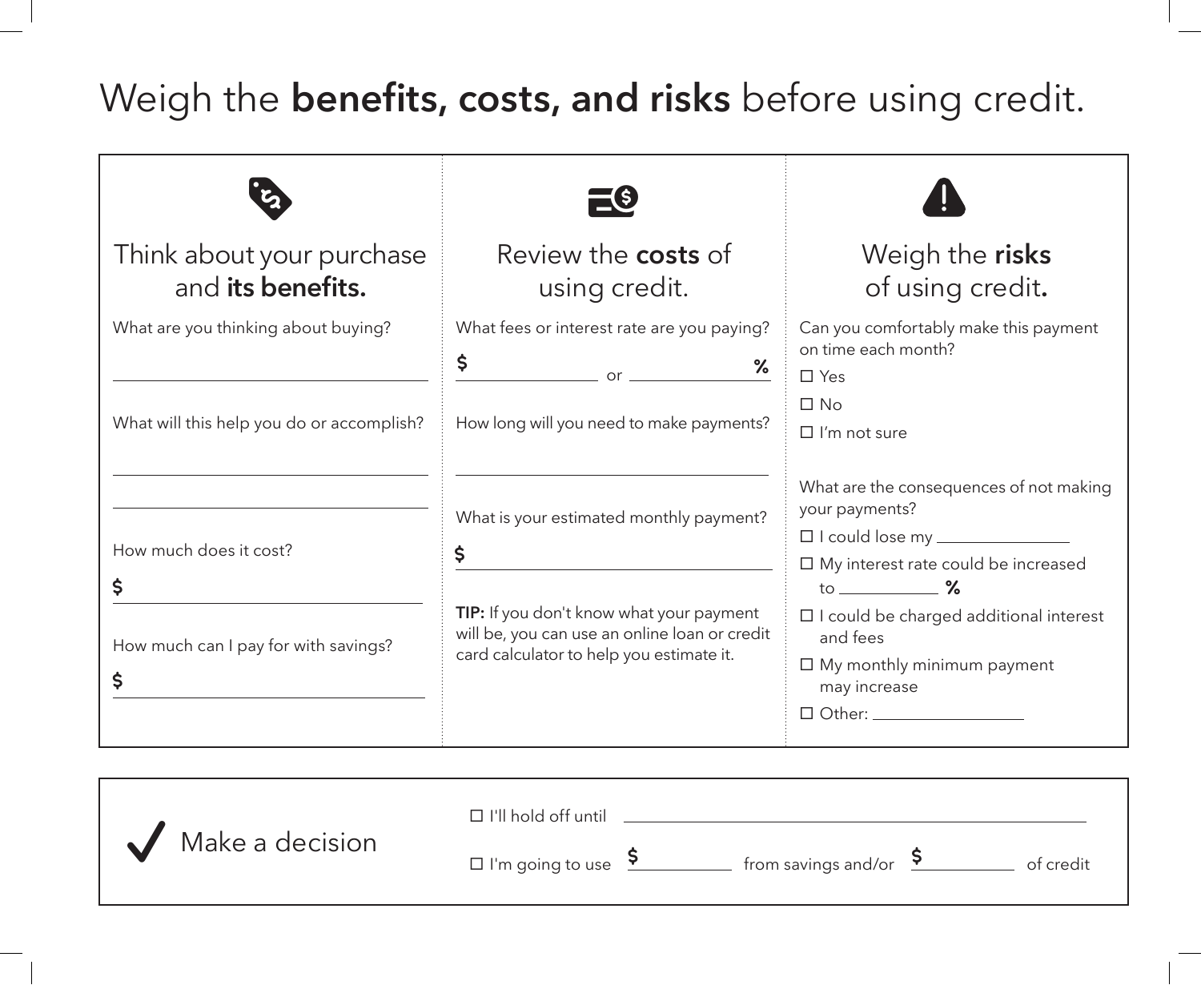# Weigh the **benefits, costs, and risks** before using credit.

## Think about your purchase and **its benefits.**

What are you thinking about buying?

______________________________

What will this help you do or accomplish?

______________________________

______________________________

How much does it cost?

$ ______________________________

How much can I pay for with savings?

$ ______________________________

## Review the **costs** of using credit.

What fees or interest rate are you paying?

$ ____________ or ____________ %

How long will you need to make payments?

______________________________

What is your estimated monthly payment?

$ ______________________________

**TIP:** If you don't know what your payment will be, you can use an online loan or credit card calculator to help you estimate it.

## Weigh the **risks** of using credit.

Can you comfortably make this payment on time each month?

- ☐ Yes
- ☐ No
- ☐ I'm not sure

What are the consequences of not making your payments?

- ☐ I could lose my ____________
- ☐ My interest rate could be increased to ____________ %
- ☐ I could be charged additional interest and fees
- ☐ My monthly minimum payment may increase
- ☐ Other: ____________

## ✔ Make a decision

- ☐ I'll hold off until ______________________________
- ☐ I'm going to use $ ____________ from savings and/or $ ____________ of credit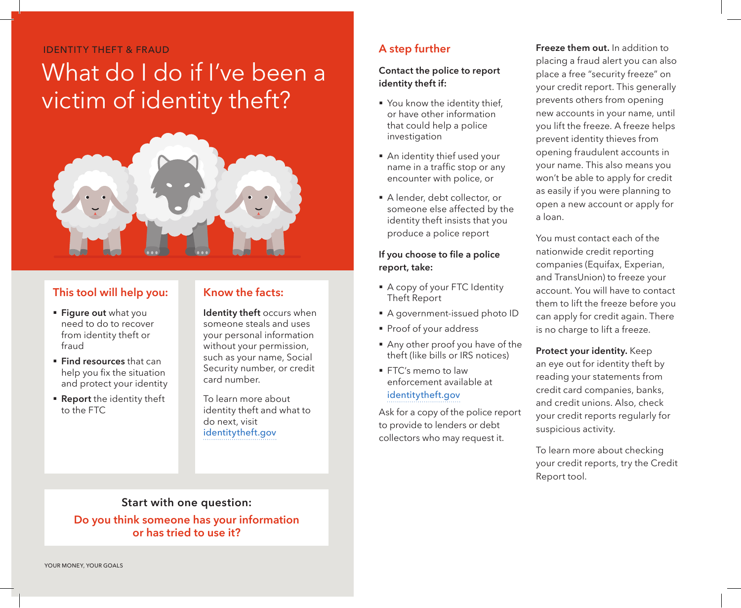IDENTITY THEFT & FRAUD

# What do I do if I've been a victim of identity theft?

## This tool will help you:

- **Figure out** what you need to do to recover from identity theft or fraud
- **Find resources** that can help you fix the situation and protect your identity
- **Report** the identity theft to the FTC

## Know the facts:

**Identity theft** occurs when someone steals and uses your personal information without your permission, such as your name, Social Security number, or credit card number.

To learn more about identity theft and what to do next, visit identitytheft.gov

**Start with one question:**

**Do you think someone has your information or has tried to use it?**

## A step further

**Contact the police to report identity theft if:**

- You know the identity thief, or have other information that could help a police investigation
- An identity thief used your name in a traffic stop or any encounter with police, or
- A lender, debt collector, or someone else affected by the identity theft insists that you produce a police report

**If you choose to file a police report, take:**

- A copy of your FTC Identity Theft Report
- A government-issued photo ID
- Proof of your address
- Any other proof you have of the theft (like bills or IRS notices)
- FTC's memo to law enforcement available at identitytheft.gov

Ask for a copy of the police report to provide to lenders or debt collectors who may request it.

**Freeze them out.** In addition to placing a fraud alert you can also place a free "security freeze" on your credit report. This generally prevents others from opening new accounts in your name, until you lift the freeze. A freeze helps prevent identity thieves from opening fraudulent accounts in your name. This also means you won't be able to apply for credit as easily if you were planning to open a new account or apply for a loan.

You must contact each of the nationwide credit reporting companies (Equifax, Experian, and TransUnion) to freeze your account. You will have to contact them to lift the freeze before you can apply for credit again. There is no charge to lift a freeze.

**Protect your identity.** Keep an eye out for identity theft by reading your statements from credit card companies, banks, and credit unions. Also, check your credit reports regularly for suspicious activity.

To learn more about checking your credit reports, try the Credit Report tool.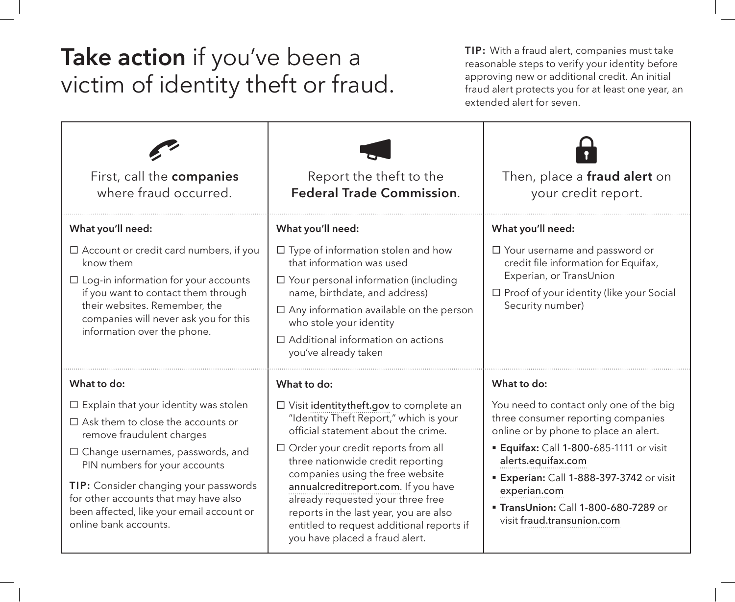# **Take action** if you've been a victim of identity theft or fraud.

**TIP:** With a fraud alert, companies must take reasonable steps to verify your identity before approving new or additional credit. An initial fraud alert protects you for at least one year, an extended alert for seven.

## First, call the **companies** where fraud occurred.

**What you'll need:**

- ☐ Account or credit card numbers, if you know them
- ☐ Log-in information for your accounts if you want to contact them through their websites. Remember, the companies will never ask you for this information over the phone.

**What to do:**

- ☐ Explain that your identity was stolen
- ☐ Ask them to close the accounts or remove fraudulent charges
- ☐ Change usernames, passwords, and PIN numbers for your accounts

**TIP:** Consider changing your passwords for other accounts that may have also been affected, like your email account or online bank accounts.

## Report the theft to the **Federal Trade Commission**.

**What you'll need:**

- ☐ Type of information stolen and how that information was used
- ☐ Your personal information (including name, birthdate, and address)
- ☐ Any information available on the person who stole your identity
- ☐ Additional information on actions you've already taken

**What to do:**

- ☐ Visit identitytheft.gov to complete an "Identity Theft Report," which is your official statement about the crime.
- ☐ Order your credit reports from all three nationwide credit reporting companies using the free website annualcreditreport.com. If you have already requested your three free reports in the last year, you are also entitled to request additional reports if you have placed a fraud alert.

## Then, place a **fraud alert** on your credit report.

**What you'll need:**

- ☐ Your username and password or credit file information for Equifax, Experian, or TransUnion
- ☐ Proof of your identity (like your Social Security number)

**What to do:**

You need to contact only one of the big three consumer reporting companies online or by phone to place an alert.

- **Equifax:** Call 1-800-685-1111 or visit alerts.equifax.com
- **Experian:** Call 1-888-397-3742 or visit experian.com
- **TransUnion:** Call 1-800-680-7289 or visit fraud.transunion.com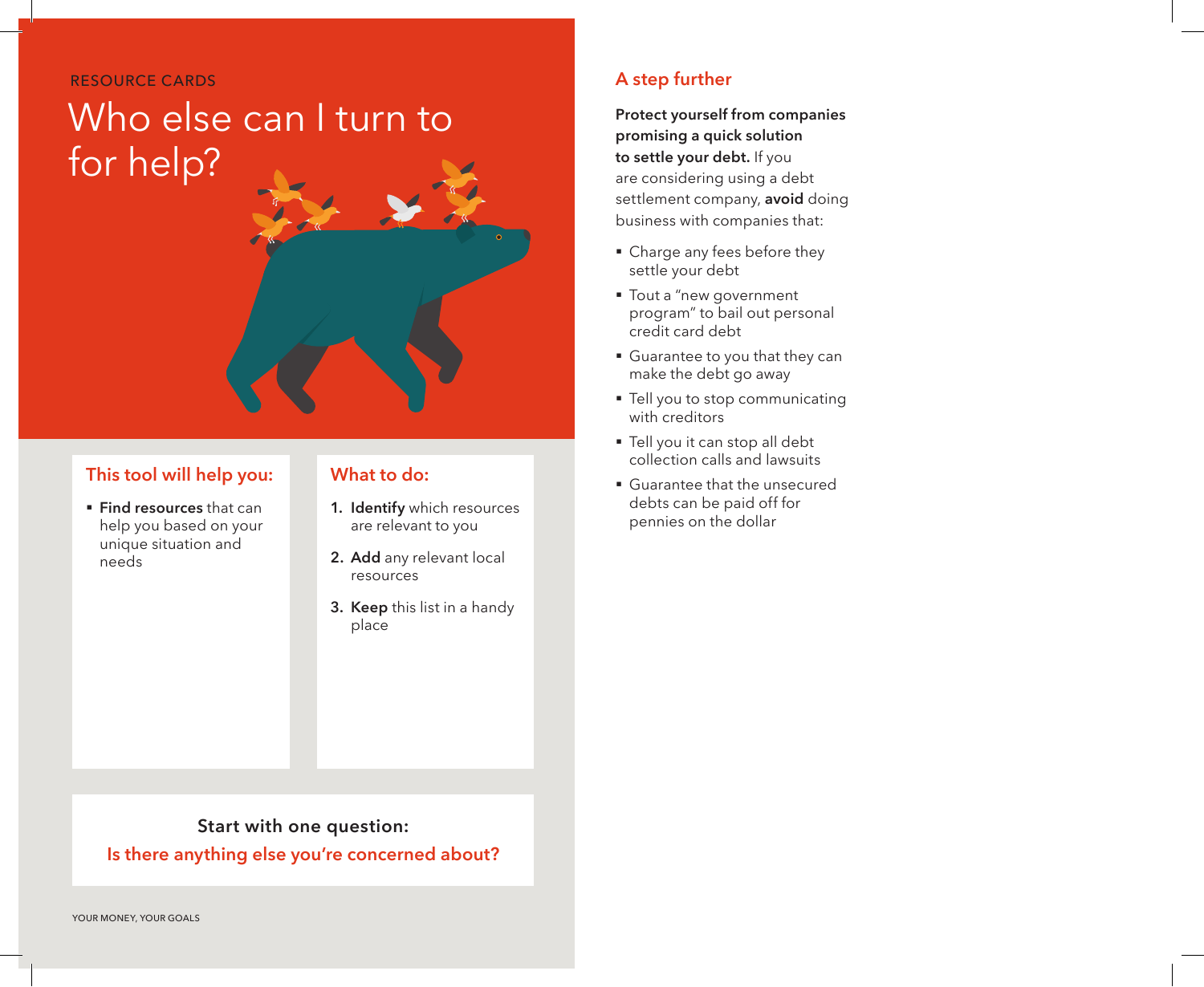RESOURCE CARDS

# Who else can I turn to for help?

## This tool will help you:

- **Find resources** that can help you based on your unique situation and needs

## What to do:

1. **Identify** which resources are relevant to you
2. **Add** any relevant local resources
3. **Keep** this list in a handy place

**Start with one question:**

**Is there anything else you're concerned about?**

## A step further

**Protect yourself from companies promising a quick solution to settle your debt.** If you are considering using a debt settlement company, **avoid** doing business with companies that:

- Charge any fees before they settle your debt
- Tout a "new government program" to bail out personal credit card debt
- Guarantee to you that they can make the debt go away
- Tell you to stop communicating with creditors
- Tell you it can stop all debt collection calls and lawsuits
- Guarantee that the unsecured debts can be paid off for pennies on the dollar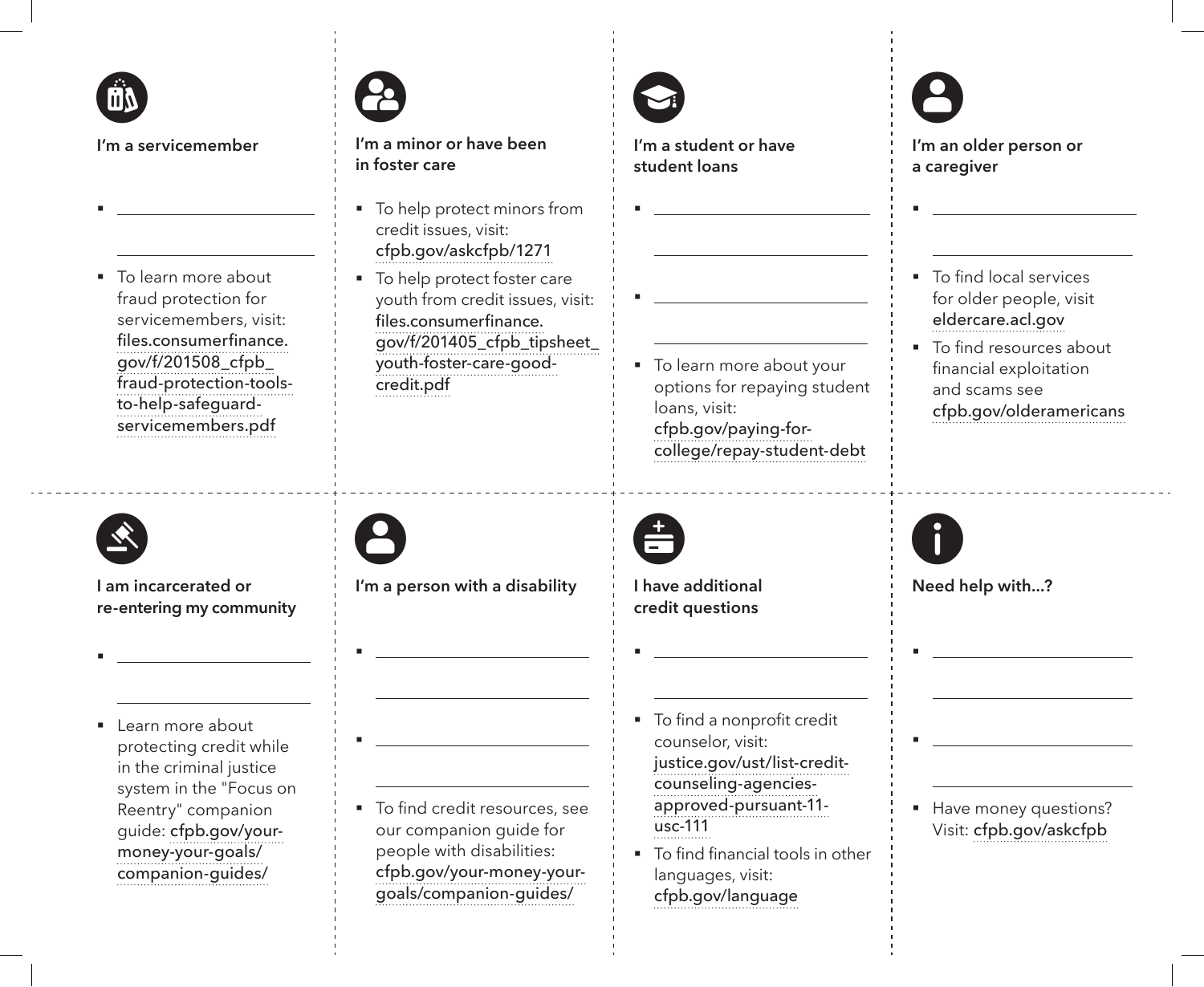### I'm a servicemember

- ______________________
- To learn more about fraud protection for servicemembers, visit: files.consumerfinance.gov/f/201508_cfpb_fraud-protection-tools-to-help-safeguard-servicemembers.pdf

### I'm a minor or have been in foster care

- To help protect minors from credit issues, visit: cfpb.gov/askcfpb/1271
- To help protect foster care youth from credit issues, visit: files.consumerfinance.gov/f/201405_cfpb_tipsheet_youth-foster-care-good-credit.pdf

### I'm a student or have student loans

- ______________________
- ______________________
- To learn more about your options for repaying student loans, visit: cfpb.gov/paying-for-college/repay-student-debt

### I'm an older person or a caregiver

- ______________________
- To find local services for older people, visit eldercare.acl.gov
- To find resources about financial exploitation and scams see cfpb.gov/olderamericans

### I am incarcerated or re-entering my community

- ______________________
- Learn more about protecting credit while in the criminal justice system in the "Focus on Reentry" companion guide: cfpb.gov/your-money-your-goals/companion-guides/

### I'm a person with a disability

- ______________________
- ______________________
- To find credit resources, see our companion guide for people with disabilities: cfpb.gov/your-money-your-goals/companion-guides/

### I have additional credit questions

- ______________________
- To find a nonprofit credit counselor, visit: justice.gov/ust/list-credit-counseling-agencies-approved-pursuant-11-usc-111
- To find financial tools in other languages, visit: cfpb.gov/language

### Need help with...?

- ______________________
- ______________________
- Have money questions? Visit: cfpb.gov/askcfpb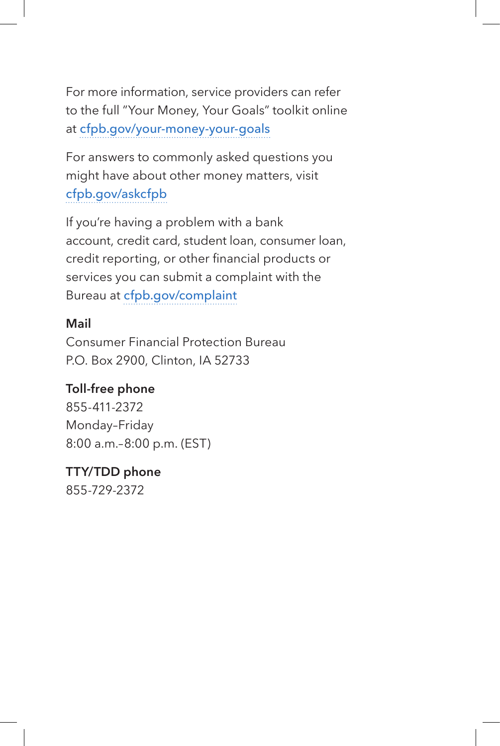For more information, service providers can refer to the full "Your Money, Your Goals" toolkit online at cfpb.gov/your-money-your-goals

For answers to commonly asked questions you might have about other money matters, visit cfpb.gov/askcfpb

If you're having a problem with a bank account, credit card, student loan, consumer loan, credit reporting, or other financial products or services you can submit a complaint with the Bureau at cfpb.gov/complaint

**Mail**
Consumer Financial Protection Bureau
P.O. Box 2900, Clinton, IA 52733

**Toll-free phone**
855-411-2372
Monday–Friday
8:00 a.m.–8:00 p.m. (EST)

**TTY/TDD phone**
855-729-2372